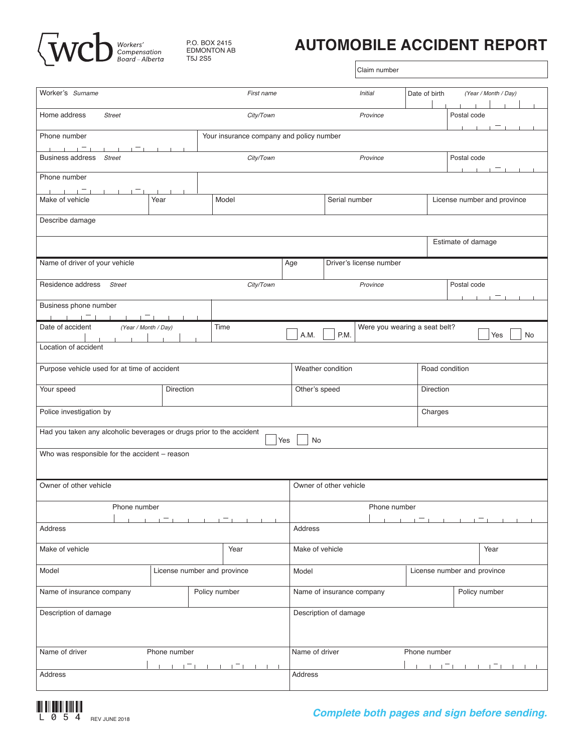Workers' Compensation Board – Alberta

P.O. BOX 2415
EDMONTON AB
T5J 2S5

# AUTOMOBILE ACCIDENT REPORT

Claim number

| Worker's *Surname* | *First name* | *Initial* | Date of birth *(Year / Month / Day)* |
|---|---|---|---|
| Home address *Street* | *City/Town* | *Province* | Postal code |
| Phone number | Your insurance company and policy number | | |
| Business address *Street* | *City/Town* | *Province* | Postal code |
| Phone number | | | |

| Make of vehicle | Year | Model | Serial number | License number and province |
|---|---|---|---|---|
| Describe damage | | | | |
| | | | | Estimate of damage |

| Name of driver of your vehicle | Age | Driver's license number | |
|---|---|---|---|
| Residence address *Street* | *City/Town* | *Province* | Postal code |
| Business phone number | | | |

| Date of accident *(Year / Month / Day)* | Time ☐ A.M. ☐ P.M. | Were you wearing a seat belt? ☐ Yes ☐ No | |
|---|---|---|---|
| Location of accident | | | |
| Purpose vehicle used for at time of accident | | Weather condition | Road condition |
| Your speed | Direction | Other's speed | Direction |
| Police investigation by | | | Charges |
| Had you taken any alcoholic beverages or drugs prior to the accident ☐ Yes ☐ No | | | |
| Who was responsible for the accident – reason | | | |

| Owner of other vehicle | | Owner of other vehicle | |
|---|---|---|---|
| Phone number | | Phone number | |
| Address | | Address | |
| Make of vehicle | Year | Make of vehicle | Year |
| Model | License number and province | Model | License number and province |
| Name of insurance company | Policy number | Name of insurance company | Policy number |
| Description of damage | | Description of damage | |
| Name of driver | Phone number | Name of driver | Phone number |
| Address | | Address | |

L054 REV JUNE 2018

*Complete both pages and sign before sending.*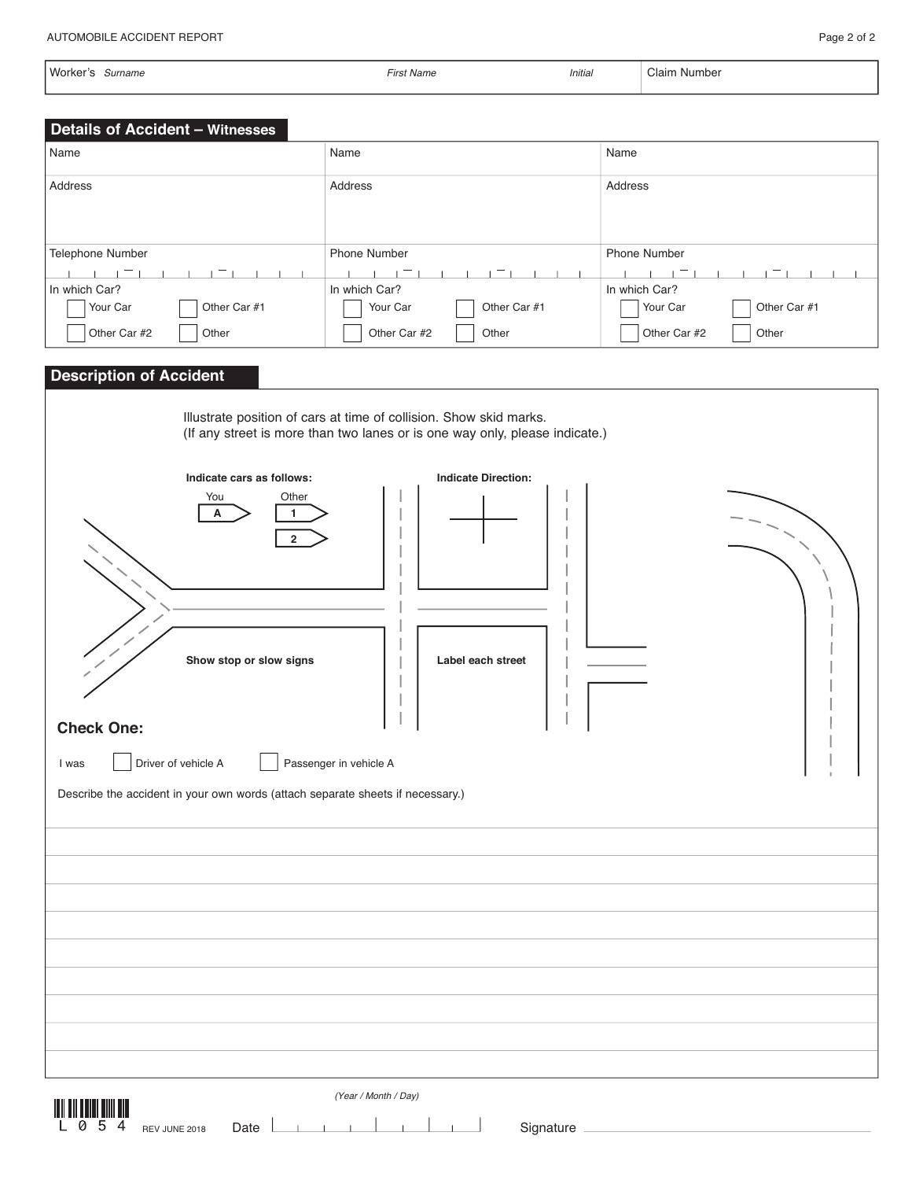AUTOMOBILE ACCIDENT REPORT

| Worker's *Surname* | *First Name* | *Initial* | Claim Number |
|---|---|---|---|
| | | | |

## Details of Accident – Witnesses

| | | |
|---|---|---|
| Name | Name | Name |
| Address | Address | Address |
| Telephone Number | Phone Number | Phone Number |
| In which Car?<br>☐ Your Car ☐ Other Car #1<br>☐ Other Car #2 ☐ Other | In which Car?<br>☐ Your Car ☐ Other Car #1<br>☐ Other Car #2 ☐ Other | In which Car?<br>☐ Your Car ☐ Other Car #1<br>☐ Other Car #2 ☐ Other |

## Description of Accident

Illustrate position of cars at time of collision. Show skid marks.
(If any street is more than two lanes or is one way only, please indicate.)

**Indicate cars as follows:**

You: A

Other: 1, 2

**Indicate Direction:**

**Show stop or slow signs**

**Label each street**

**Check One:**

I was ☐ Driver of vehicle A ☐ Passenger in vehicle A

Describe the accident in your own words (attach separate sheets if necessary.)

L 0 5 4 REV JUNE 2018

Date *(Year / Month / Day)* ____________ Signature ____________